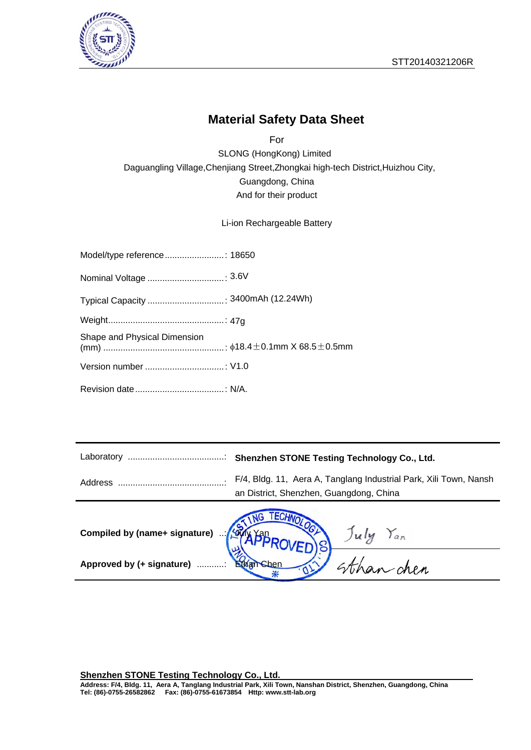STT20140321206R

# Material Safety Data Sheet

For

SLONG (HongKong) Limited

Daguangling Village,Chenjiang Street,Zhongkai high-tech District,Huizhou City, Guangdong, China

And for their product

Li-ion Rechargeable Battery

| | |
|---|---|
| Model/type reference | 18650 |
| Nominal Voltage | 3.6V |
| Typical Capacity | 3400mAh (12.24Wh) |
| Weight | 47g |
| Shape and Physical Dimension (mm) | ϕ18.4±0.1mm X 68.5±0.5mm |
| Version number | V1.0 |
| Revision date | N/A. |

| | |
|---|---|
| Laboratory | **Shenzhen STONE Testing Technology Co., Ltd.** |
| Address | F/4, Bldg. 11, Aera A, Tanglang Industrial Park, Xili Town, Nanshan District, Shenzhen, Guangdong, China |

| | | |
|---|---|---|
| **Compiled by (name+ signature)** | July Yan | July Yan |
| **Approved by (+ signature)** | Ethan Chen | Ethan chen |

**Shenzhen STONE Testing Technology Co., Ltd.**

**Address: F/4, Bldg. 11, Aera A, Tanglang Industrial Park, Xili Town, Nanshan District, Shenzhen, Guangdong, China**
**Tel: (86)-0755-26582862 Fax: (86)-0755-61673854 Http: www.stt-lab.org**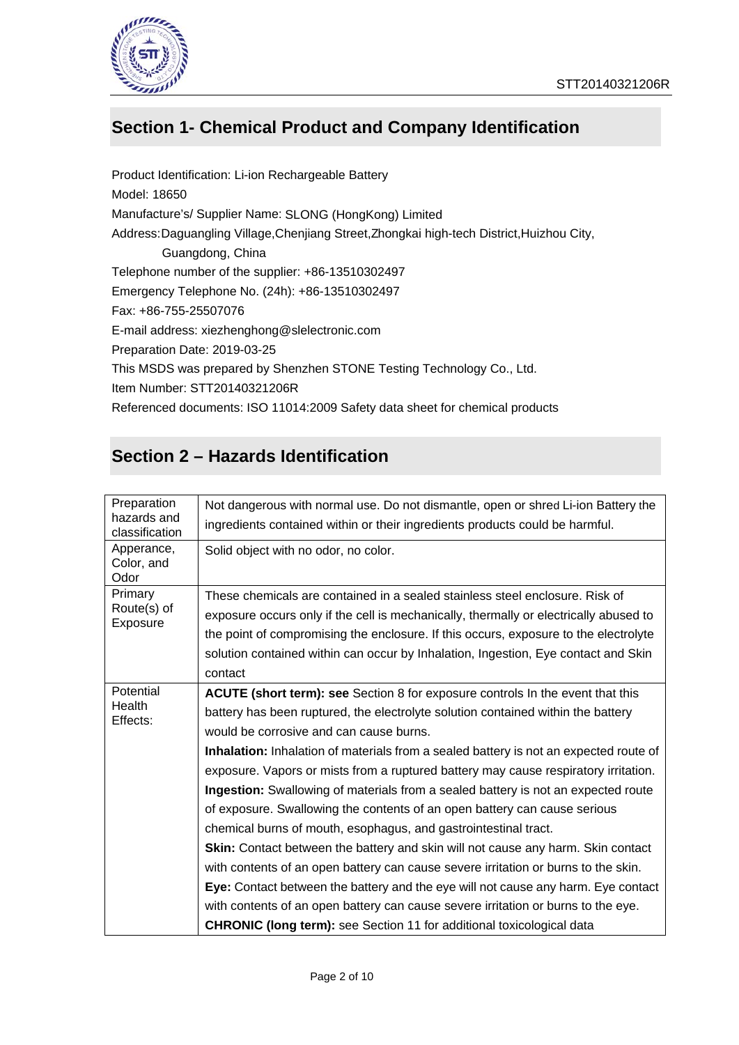## Section 1- Chemical Product and Company Identification

Product Identification: Li-ion Rechargeable Battery

Model: 18650

Manufacture's/ Supplier Name: SLONG (HongKong) Limited

Address:Daguangling Village,Chenjiang Street,Zhongkai high-tech District,Huizhou City, Guangdong, China

Telephone number of the supplier: +86-13510302497

Emergency Telephone No. (24h): +86-13510302497

Fax: +86-755-25507076

E-mail address: xiezhenghong@slelectronic.com

Preparation Date: 2019-03-25

This MSDS was prepared by Shenzhen STONE Testing Technology Co., Ltd.

Item Number: STT20140321206R

Referenced documents: ISO 11014:2009 Safety data sheet for chemical products

## Section 2 – Hazards Identification

| | |
|---|---|
| Preparation hazards and classification | Not dangerous with normal use. Do not dismantle, open or shred Li-ion Battery the ingredients contained within or their ingredients products could be harmful. |
| Apperance, Color, and Odor | Solid object with no odor, no color. |
| Primary Route(s) of Exposure | These chemicals are contained in a sealed stainless steel enclosure. Risk of exposure occurs only if the cell is mechanically, thermally or electrically abused to the point of compromising the enclosure. If this occurs, exposure to the electrolyte solution contained within can occur by Inhalation, Ingestion, Eye contact and Skin contact |
| Potential Health Effects: | **ACUTE (short term): see** Section 8 for exposure controls In the event that this battery has been ruptured, the electrolyte solution contained within the battery would be corrosive and can cause burns.<br>**Inhalation:** Inhalation of materials from a sealed battery is not an expected route of exposure. Vapors or mists from a ruptured battery may cause respiratory irritation.<br>**Ingestion:** Swallowing of materials from a sealed battery is not an expected route of exposure. Swallowing the contents of an open battery can cause serious chemical burns of mouth, esophagus, and gastrointestinal tract.<br>**Skin:** Contact between the battery and skin will not cause any harm. Skin contact with contents of an open battery can cause severe irritation or burns to the skin.<br>**Eye:** Contact between the battery and the eye will not cause any harm. Eye contact with contents of an open battery can cause severe irritation or burns to the eye.<br>**CHRONIC (long term):** see Section 11 for additional toxicological data |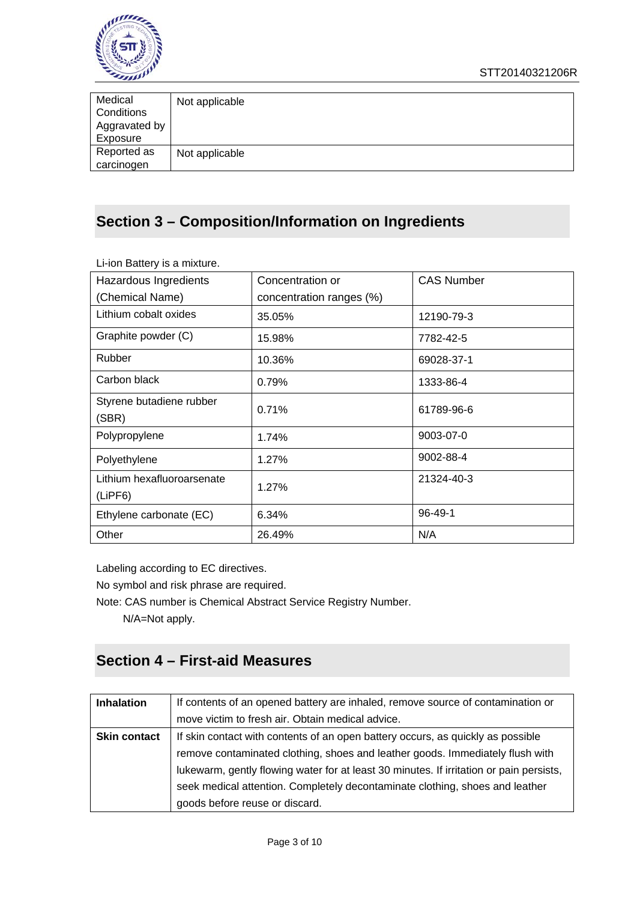| Medical Conditions Aggravated by Exposure | Not applicable |
|---|---|
| Reported as carcinogen | Not applicable |

## Section 3 – Composition/Information on Ingredients

Li-ion Battery is a mixture.

| Hazardous Ingredients (Chemical Name) | Concentration or concentration ranges (%) | CAS Number |
|---|---|---|
| Lithium cobalt oxides | 35.05% | 12190-79-3 |
| Graphite powder (C) | 15.98% | 7782-42-5 |
| Rubber | 10.36% | 69028-37-1 |
| Carbon black | 0.79% | 1333-86-4 |
| Styrene butadiene rubber (SBR) | 0.71% | 61789-96-6 |
| Polypropylene | 1.74% | 9003-07-0 |
| Polyethylene | 1.27% | 9002-88-4 |
| Lithium hexafluoroarsenate (LiPF6) | 1.27% | 21324-40-3 |
| Ethylene carbonate (EC) | 6.34% | 96-49-1 |
| Other | 26.49% | N/A |

Labeling according to EC directives.

No symbol and risk phrase are required.

Note: CAS number is Chemical Abstract Service Registry Number.

N/A=Not apply.

## Section 4 – First-aid Measures

| **Inhalation** | If contents of an opened battery are inhaled, remove source of contamination or move victim to fresh air. Obtain medical advice. |
|---|---|
| **Skin contact** | If skin contact with contents of an open battery occurs, as quickly as possible remove contaminated clothing, shoes and leather goods. Immediately flush with lukewarm, gently flowing water for at least 30 minutes. If irritation or pain persists, seek medical attention. Completely decontaminate clothing, shoes and leather goods before reuse or discard. |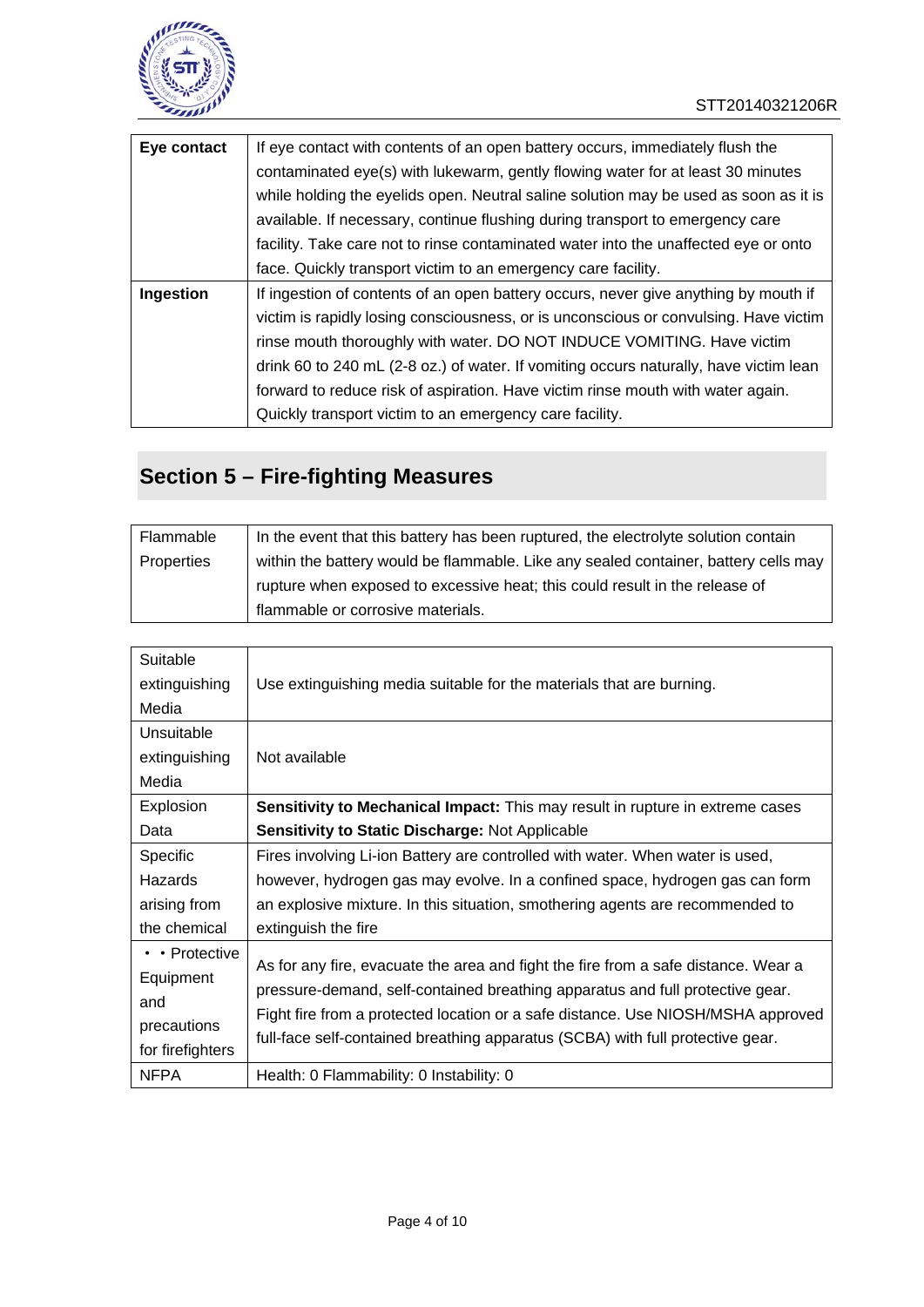| **Eye contact** | If eye contact with contents of an open battery occurs, immediately flush the contaminated eye(s) with lukewarm, gently flowing water for at least 30 minutes while holding the eyelids open. Neutral saline solution may be used as soon as it is available. If necessary, continue flushing during transport to emergency care facility. Take care not to rinse contaminated water into the unaffected eye or onto face. Quickly transport victim to an emergency care facility. |
|---|---|
| **Ingestion** | If ingestion of contents of an open battery occurs, never give anything by mouth if victim is rapidly losing consciousness, or is unconscious or convulsing. Have victim rinse mouth thoroughly with water. DO NOT INDUCE VOMITING. Have victim drink 60 to 240 mL (2-8 oz.) of water. If vomiting occurs naturally, have victim lean forward to reduce risk of aspiration. Have victim rinse mouth with water again. Quickly transport victim to an emergency care facility. |

## Section 5 – Fire-fighting Measures

| Flammable Properties | In the event that this battery has been ruptured, the electrolyte solution contain within the battery would be flammable. Like any sealed container, battery cells may rupture when exposed to excessive heat; this could result in the release of flammable or corrosive materials. |
|---|---|

| Suitable extinguishing Media | Use extinguishing media suitable for the materials that are burning. |
|---|---|
| Unsuitable extinguishing Media | Not available |
| Explosion Data | **Sensitivity to Mechanical Impact:** This may result in rupture in extreme cases<br>**Sensitivity to Static Discharge:** Not Applicable |
| Specific Hazards arising from the chemical | Fires involving Li-ion Battery are controlled with water. When water is used, however, hydrogen gas may evolve. In a confined space, hydrogen gas can form an explosive mixture. In this situation, smothering agents are recommended to extinguish the fire |
| • • Protective Equipment and precautions for firefighters | As for any fire, evacuate the area and fight the fire from a safe distance. Wear a pressure-demand, self-contained breathing apparatus and full protective gear. Fight fire from a protected location or a safe distance. Use NIOSH/MSHA approved full-face self-contained breathing apparatus (SCBA) with full protective gear. |
| NFPA | Health: 0 Flammability: 0 Instability: 0 |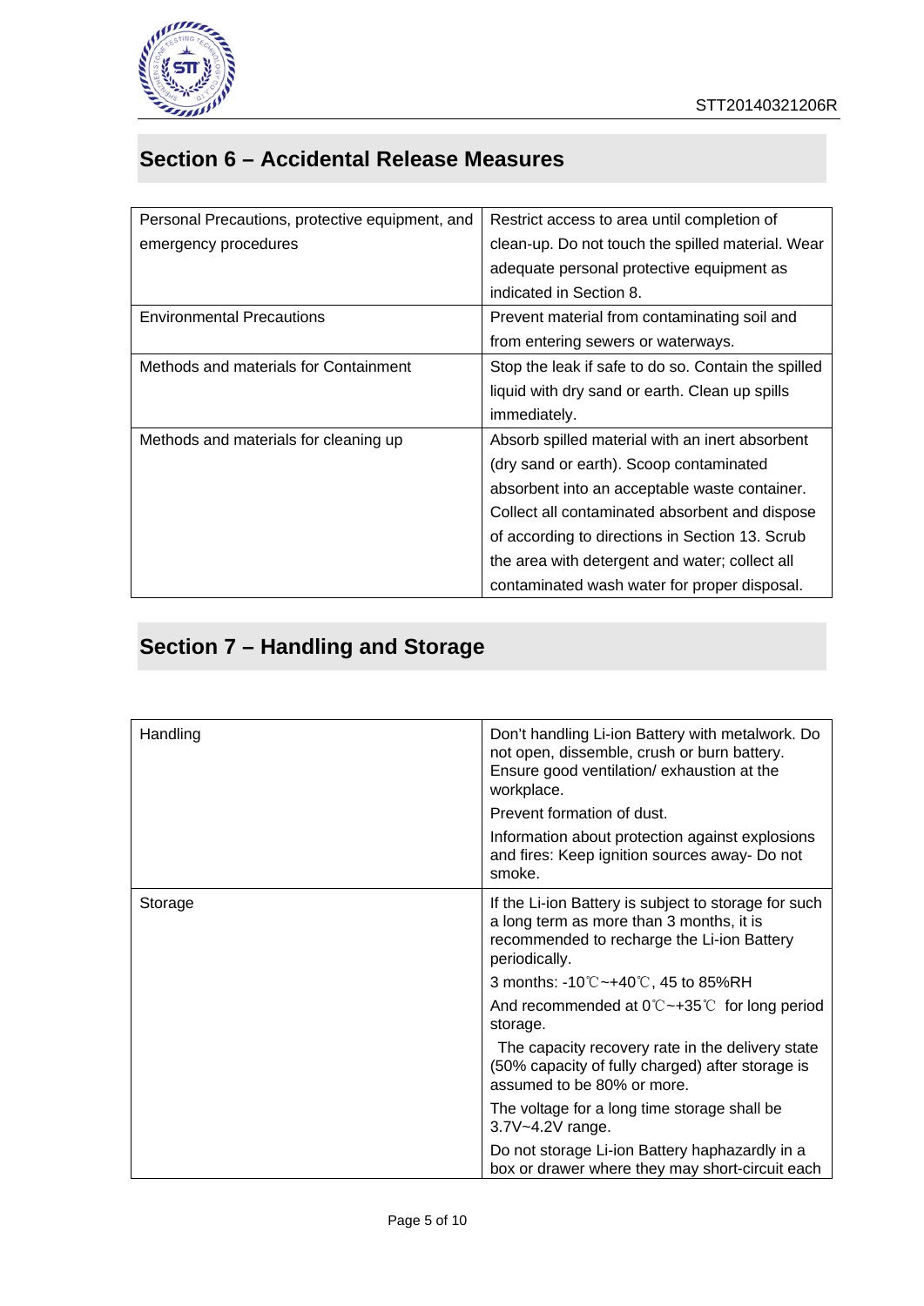## Section 6 – Accidental Release Measures

| | |
|---|---|
| Personal Precautions, protective equipment, and emergency procedures | Restrict access to area until completion of clean-up. Do not touch the spilled material. Wear adequate personal protective equipment as indicated in Section 8. |
| Environmental Precautions | Prevent material from contaminating soil and from entering sewers or waterways. |
| Methods and materials for Containment | Stop the leak if safe to do so. Contain the spilled liquid with dry sand or earth. Clean up spills immediately. |
| Methods and materials for cleaning up | Absorb spilled material with an inert absorbent (dry sand or earth). Scoop contaminated absorbent into an acceptable waste container. Collect all contaminated absorbent and dispose of according to directions in Section 13. Scrub the area with detergent and water; collect all contaminated wash water for proper disposal. |

## Section 7 – Handling and Storage

| | |
|---|---|
| Handling | Don't handling Li-ion Battery with metalwork. Do not open, dissemble, crush or burn battery. Ensure good ventilation/ exhaustion at the workplace.<br>Prevent formation of dust.<br>Information about protection against explosions and fires: Keep ignition sources away- Do not smoke. |
| Storage | If the Li-ion Battery is subject to storage for such a long term as more than 3 months, it is recommended to recharge the Li-ion Battery periodically.<br>3 months: -10℃~+40℃, 45 to 85%RH<br>And recommended at 0℃~+35℃ for long period storage.<br>The capacity recovery rate in the delivery state (50% capacity of fully charged) after storage is assumed to be 80% or more.<br>The voltage for a long time storage shall be 3.7V~4.2V range.<br>Do not storage Li-ion Battery haphazardly in a box or drawer where they may short-circuit each |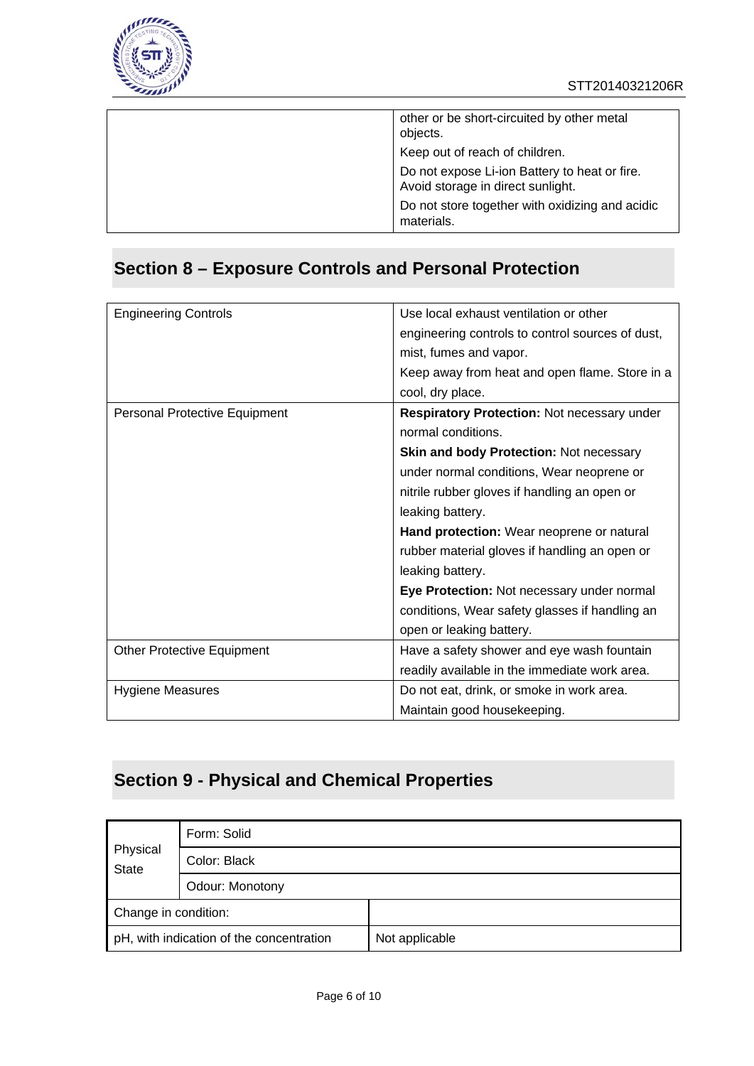| | |
|---|---|
| | other or be short-circuited by other metal objects.<br>Keep out of reach of children.<br>Do not expose Li-ion Battery to heat or fire. Avoid storage in direct sunlight.<br>Do not store together with oxidizing and acidic materials. |

## Section 8 – Exposure Controls and Personal Protection

| | |
|---|---|
| Engineering Controls | Use local exhaust ventilation or other engineering controls to control sources of dust, mist, fumes and vapor.<br>Keep away from heat and open flame. Store in a cool, dry place. |
| Personal Protective Equipment | **Respiratory Protection:** Not necessary under normal conditions.<br>**Skin and body Protection:** Not necessary under normal conditions, Wear neoprene or nitrile rubber gloves if handling an open or leaking battery.<br>**Hand protection:** Wear neoprene or natural rubber material gloves if handling an open or leaking battery.<br>**Eye Protection:** Not necessary under normal conditions, Wear safety glasses if handling an open or leaking battery. |
| Other Protective Equipment | Have a safety shower and eye wash fountain readily available in the immediate work area. |
| Hygiene Measures | Do not eat, drink, or smoke in work area.<br>Maintain good housekeeping. |

## Section 9 - Physical and Chemical Properties

| | | |
|---|---|---|
| Physical State | Form: Solid | |
| | Color: Black | |
| | Odour: Monotony | |
| Change in condition: | | |
| pH, with indication of the concentration | | Not applicable |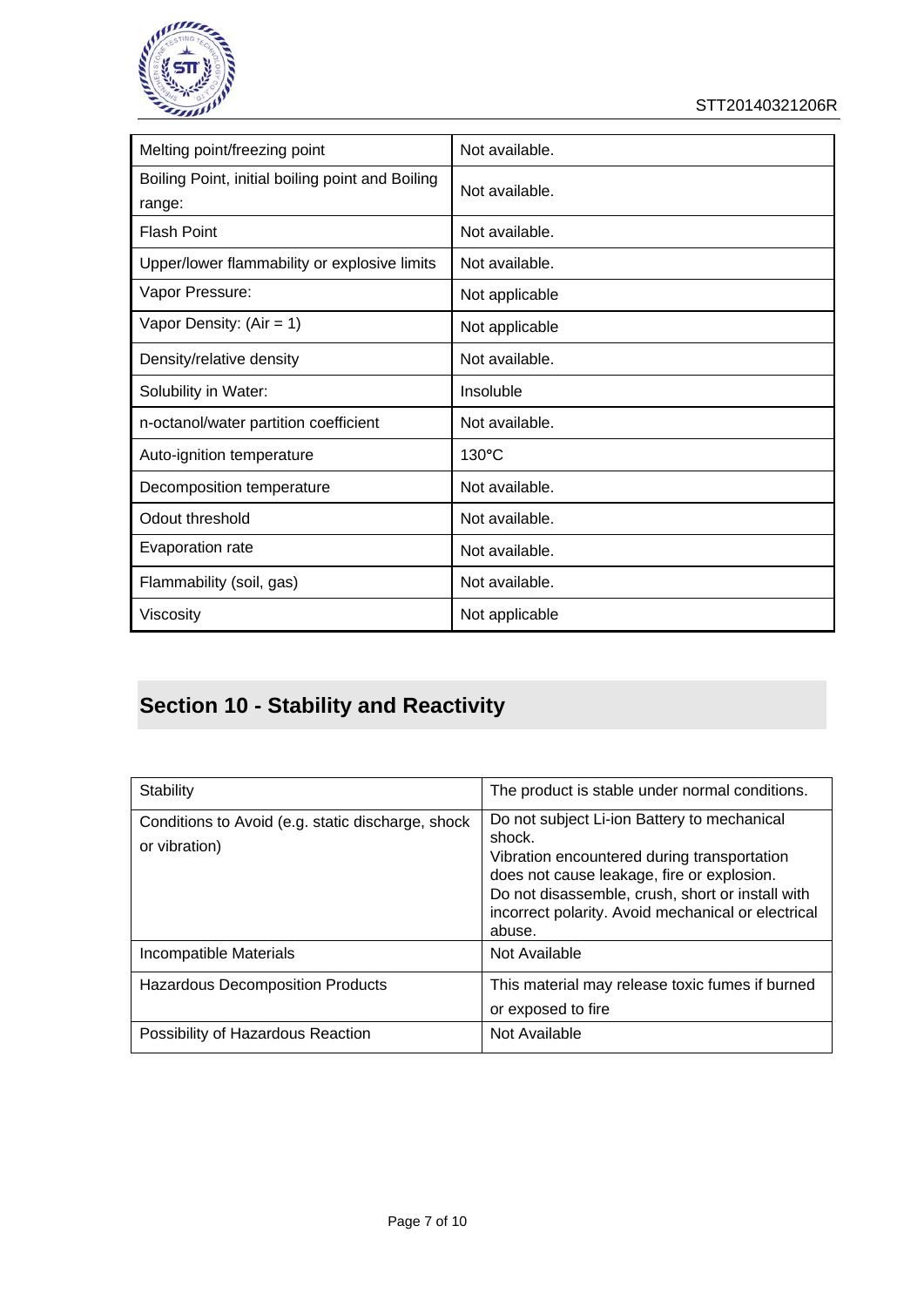| | |
|---|---|
| Melting point/freezing point | Not available. |
| Boiling Point, initial boiling point and Boiling range: | Not available. |
| Flash Point | Not available. |
| Upper/lower flammability or explosive limits | Not available. |
| Vapor Pressure: | Not applicable |
| Vapor Density: (Air = 1) | Not applicable |
| Density/relative density | Not available. |
| Solubility in Water: | Insoluble |
| n-octanol/water partition coefficient | Not available. |
| Auto-ignition temperature | 130°C |
| Decomposition temperature | Not available. |
| Odout threshold | Not available. |
| Evaporation rate | Not available. |
| Flammability (soil, gas) | Not available. |
| Viscosity | Not applicable |

## Section 10 - Stability and Reactivity

| | |
|---|---|
| Stability | The product is stable under normal conditions. |
| Conditions to Avoid (e.g. static discharge, shock or vibration) | Do not subject Li-ion Battery to mechanical shock. Vibration encountered during transportation does not cause leakage, fire or explosion. Do not disassemble, crush, short or install with incorrect polarity. Avoid mechanical or electrical abuse. |
| Incompatible Materials | Not Available |
| Hazardous Decomposition Products | This material may release toxic fumes if burned or exposed to fire |
| Possibility of Hazardous Reaction | Not Available |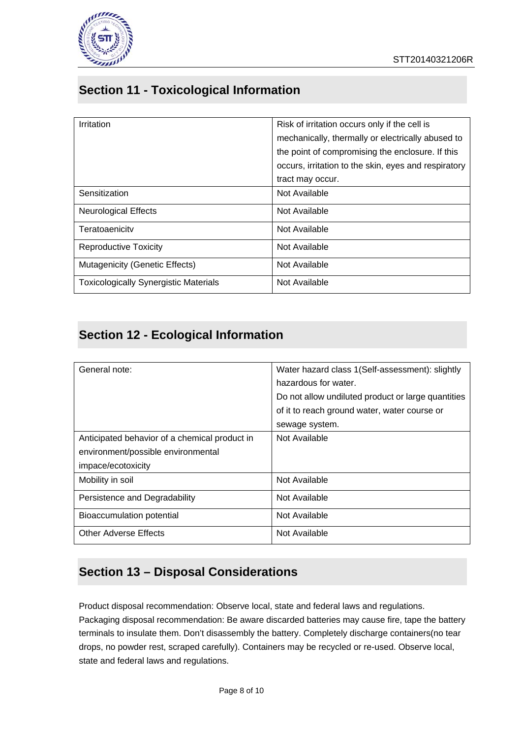## Section 11 - Toxicological Information

| Irritation | Risk of irritation occurs only if the cell is mechanically, thermally or electrically abused to the point of compromising the enclosure. If this occurs, irritation to the skin, eyes and respiratory tract may occur. |
|---|---|
| Sensitization | Not Available |
| Neurological Effects | Not Available |
| Teratoaenicitv | Not Available |
| Reproductive Toxicity | Not Available |
| Mutagenicity (Genetic Effects) | Not Available |
| Toxicologically Synergistic Materials | Not Available |

## Section 12 - Ecological Information

| General note: | Water hazard class 1(Self-assessment): slightly hazardous for water.<br>Do not allow undiluted product or large quantities of it to reach ground water, water course or sewage system. |
|---|---|
| Anticipated behavior of a chemical product in environment/possible environmental impace/ecotoxicity | Not Available |
| Mobility in soil | Not Available |
| Persistence and Degradability | Not Available |
| Bioaccumulation potential | Not Available |
| Other Adverse Effects | Not Available |

## Section 13 – Disposal Considerations

Product disposal recommendation: Observe local, state and federal laws and regulations.
Packaging disposal recommendation: Be aware discarded batteries may cause fire, tape the battery terminals to insulate them. Don't disassembly the battery. Completely discharge containers(no tear drops, no powder rest, scraped carefully). Containers may be recycled or re-used. Observe local, state and federal laws and regulations.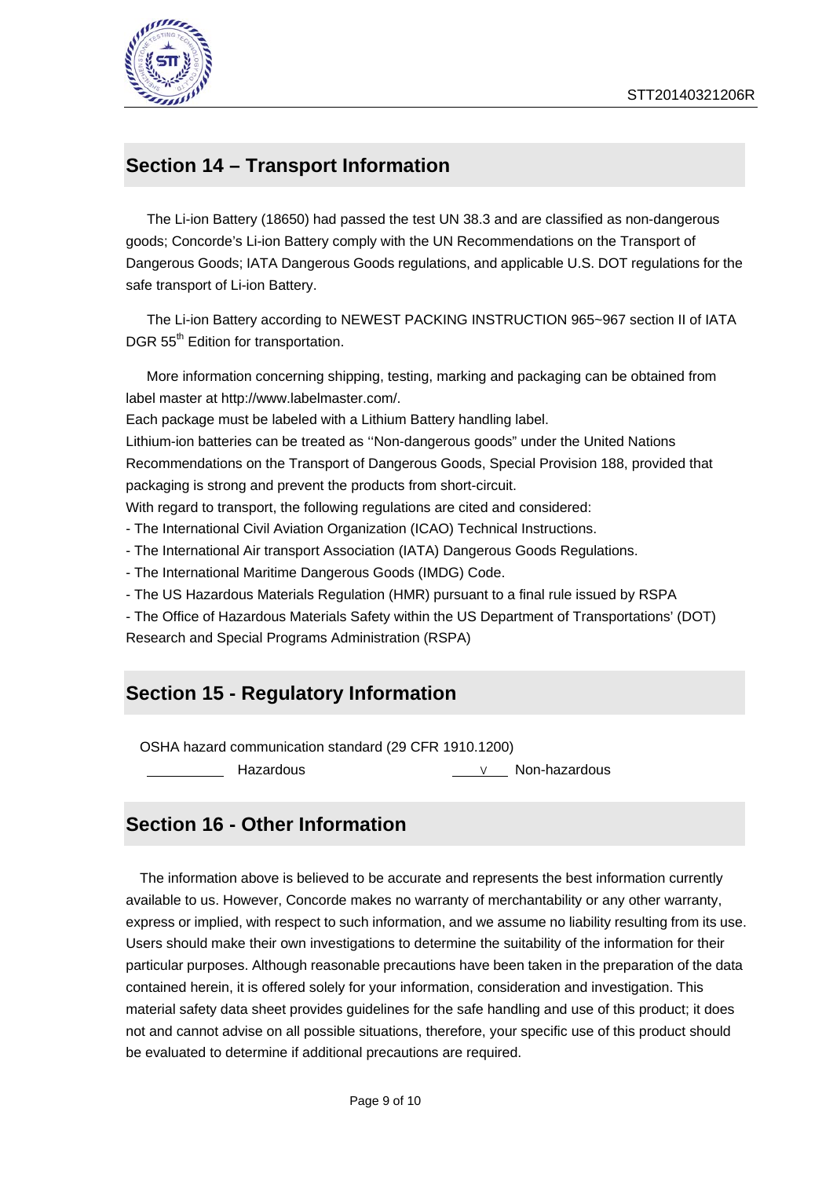## Section 14 – Transport Information

The Li-ion Battery (18650) had passed the test UN 38.3 and are classified as non-dangerous goods; Concorde's Li-ion Battery comply with the UN Recommendations on the Transport of Dangerous Goods; IATA Dangerous Goods regulations, and applicable U.S. DOT regulations for the safe transport of Li-ion Battery.

The Li-ion Battery according to NEWEST PACKING INSTRUCTION 965~967 section II of IATA DGR 55th Edition for transportation.

More information concerning shipping, testing, marking and packaging can be obtained from label master at http://www.labelmaster.com/.
Each package must be labeled with a Lithium Battery handling label.
Lithium-ion batteries can be treated as ''Non-dangerous goods" under the United Nations Recommendations on the Transport of Dangerous Goods, Special Provision 188, provided that packaging is strong and prevent the products from short-circuit.
With regard to transport, the following regulations are cited and considered:
- The International Civil Aviation Organization (ICAO) Technical Instructions.
- The International Air transport Association (IATA) Dangerous Goods Regulations.
- The International Maritime Dangerous Goods (IMDG) Code.
- The US Hazardous Materials Regulation (HMR) pursuant to a final rule issued by RSPA
- The Office of Hazardous Materials Safety within the US Department of Transportations' (DOT) Research and Special Programs Administration (RSPA)

## Section 15 - Regulatory Information

OSHA hazard communication standard (29 CFR 1910.1200)

\_\_\_\_\_\_\_\_\_\_ Hazardous \_\_\_V\_\_\_ Non-hazardous

## Section 16 - Other Information

The information above is believed to be accurate and represents the best information currently available to us. However, Concorde makes no warranty of merchantability or any other warranty, express or implied, with respect to such information, and we assume no liability resulting from its use. Users should make their own investigations to determine the suitability of the information for their particular purposes. Although reasonable precautions have been taken in the preparation of the data contained herein, it is offered solely for your information, consideration and investigation. This material safety data sheet provides guidelines for the safe handling and use of this product; it does not and cannot advise on all possible situations, therefore, your specific use of this product should be evaluated to determine if additional precautions are required.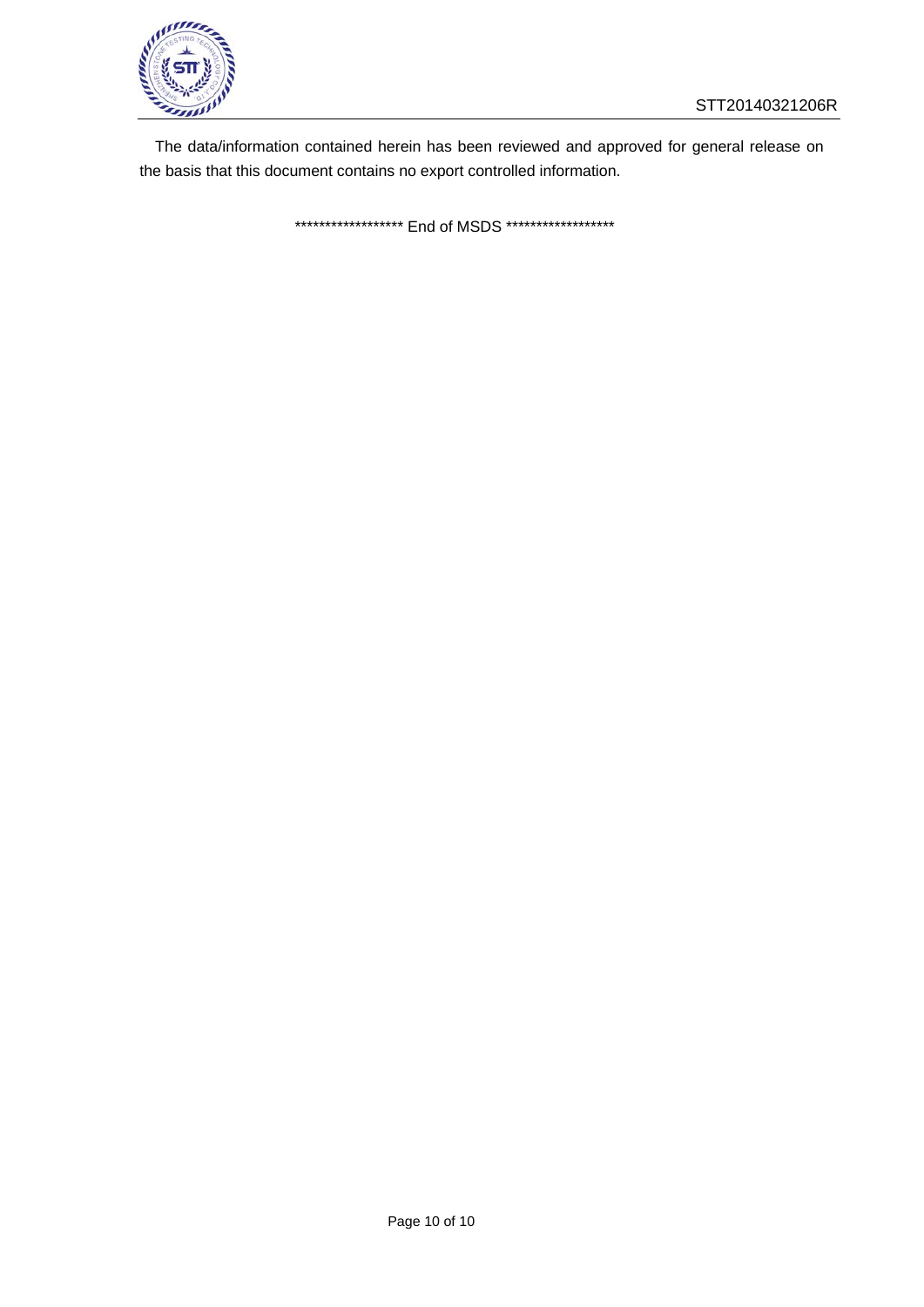The data/information contained herein has been reviewed and approved for general release on the basis that this document contains no export controlled information.

****************** End of MSDS ******************